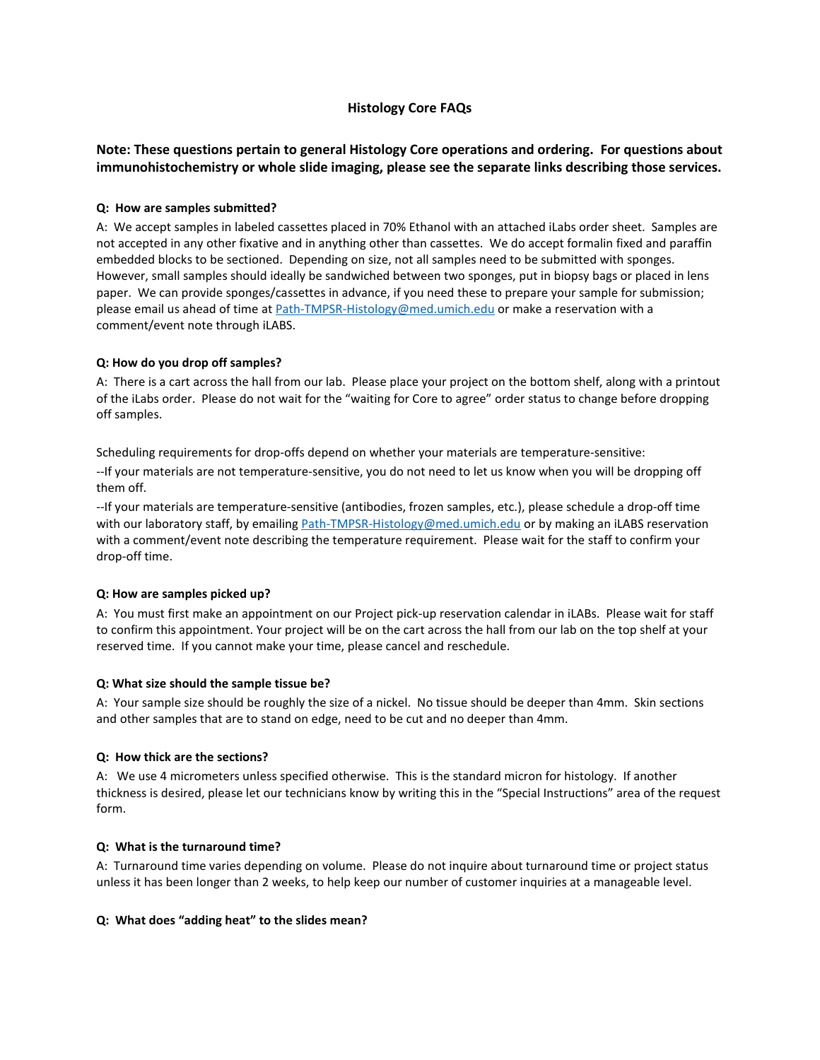# Histology Core FAQs

**Note: These questions pertain to general Histology Core operations and ordering. For questions about immunohistochemistry or whole slide imaging, please see the separate links describing those services.**

**Q: How are samples submitted?**

A: We accept samples in labeled cassettes placed in 70% Ethanol with an attached iLabs order sheet. Samples are not accepted in any other fixative and in anything other than cassettes. We do accept formalin fixed and paraffin embedded blocks to be sectioned. Depending on size, not all samples need to be submitted with sponges. However, small samples should ideally be sandwiched between two sponges, put in biopsy bags or placed in lens paper. We can provide sponges/cassettes in advance, if you need these to prepare your sample for submission; please email us ahead of time at [Path-TMPSR-Histology@med.umich.edu](mailto:Path-TMPSR-Histology@med.umich.edu) or make a reservation with a comment/event note through iLABS.

**Q: How do you drop off samples?**

A: There is a cart across the hall from our lab. Please place your project on the bottom shelf, along with a printout of the iLabs order. Please do not wait for the "waiting for Core to agree" order status to change before dropping off samples.

Scheduling requirements for drop-offs depend on whether your materials are temperature-sensitive:

--If your materials are not temperature-sensitive, you do not need to let us know when you will be dropping off them off.

--If your materials are temperature-sensitive (antibodies, frozen samples, etc.), please schedule a drop-off time with our laboratory staff, by emailing [Path-TMPSR-Histology@med.umich.edu](mailto:Path-TMPSR-Histology@med.umich.edu) or by making an iLABS reservation with a comment/event note describing the temperature requirement. Please wait for the staff to confirm your drop-off time.

**Q: How are samples picked up?**

A: You must first make an appointment on our Project pick-up reservation calendar in iLABs. Please wait for staff to confirm this appointment. Your project will be on the cart across the hall from our lab on the top shelf at your reserved time. If you cannot make your time, please cancel and reschedule.

**Q: What size should the sample tissue be?**

A: Your sample size should be roughly the size of a nickel. No tissue should be deeper than 4mm. Skin sections and other samples that are to stand on edge, need to be cut and no deeper than 4mm.

**Q: How thick are the sections?**

A: We use 4 micrometers unless specified otherwise. This is the standard micron for histology. If another thickness is desired, please let our technicians know by writing this in the "Special Instructions" area of the request form.

**Q: What is the turnaround time?**

A: Turnaround time varies depending on volume. Please do not inquire about turnaround time or project status unless it has been longer than 2 weeks, to help keep our number of customer inquiries at a manageable level.

**Q: What does "adding heat" to the slides mean?**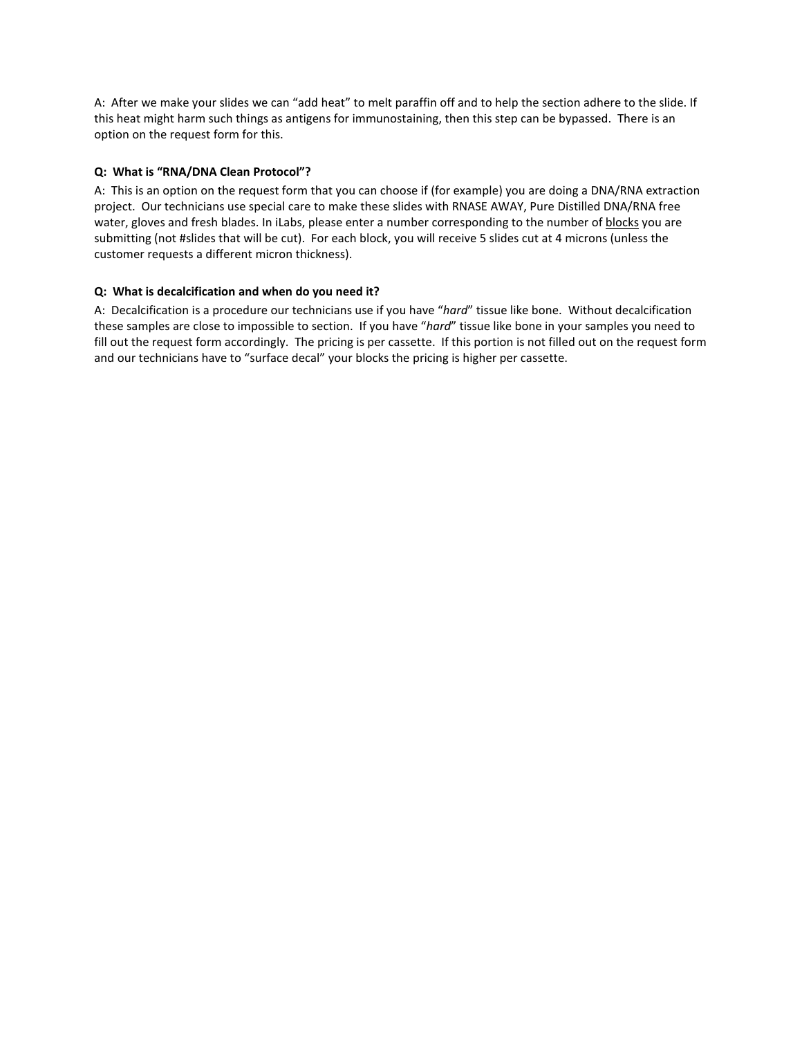A: After we make your slides we can "add heat" to melt paraffin off and to help the section adhere to the slide. If this heat might harm such things as antigens for immunostaining, then this step can be bypassed. There is an option on the request form for this.

**Q: What is "RNA/DNA Clean Protocol"?**

A: This is an option on the request form that you can choose if (for example) you are doing a DNA/RNA extraction project. Our technicians use special care to make these slides with RNASE AWAY, Pure Distilled DNA/RNA free water, gloves and fresh blades. In iLabs, please enter a number corresponding to the number of <u>blocks</u> you are submitting (not #slides that will be cut). For each block, you will receive 5 slides cut at 4 microns (unless the customer requests a different micron thickness).

**Q: What is decalcification and when do you need it?**

A: Decalcification is a procedure our technicians use if you have "*hard*" tissue like bone. Without decalcification these samples are close to impossible to section. If you have "*hard*" tissue like bone in your samples you need to fill out the request form accordingly. The pricing is per cassette. If this portion is not filled out on the request form and our technicians have to "surface decal" your blocks the pricing is higher per cassette.